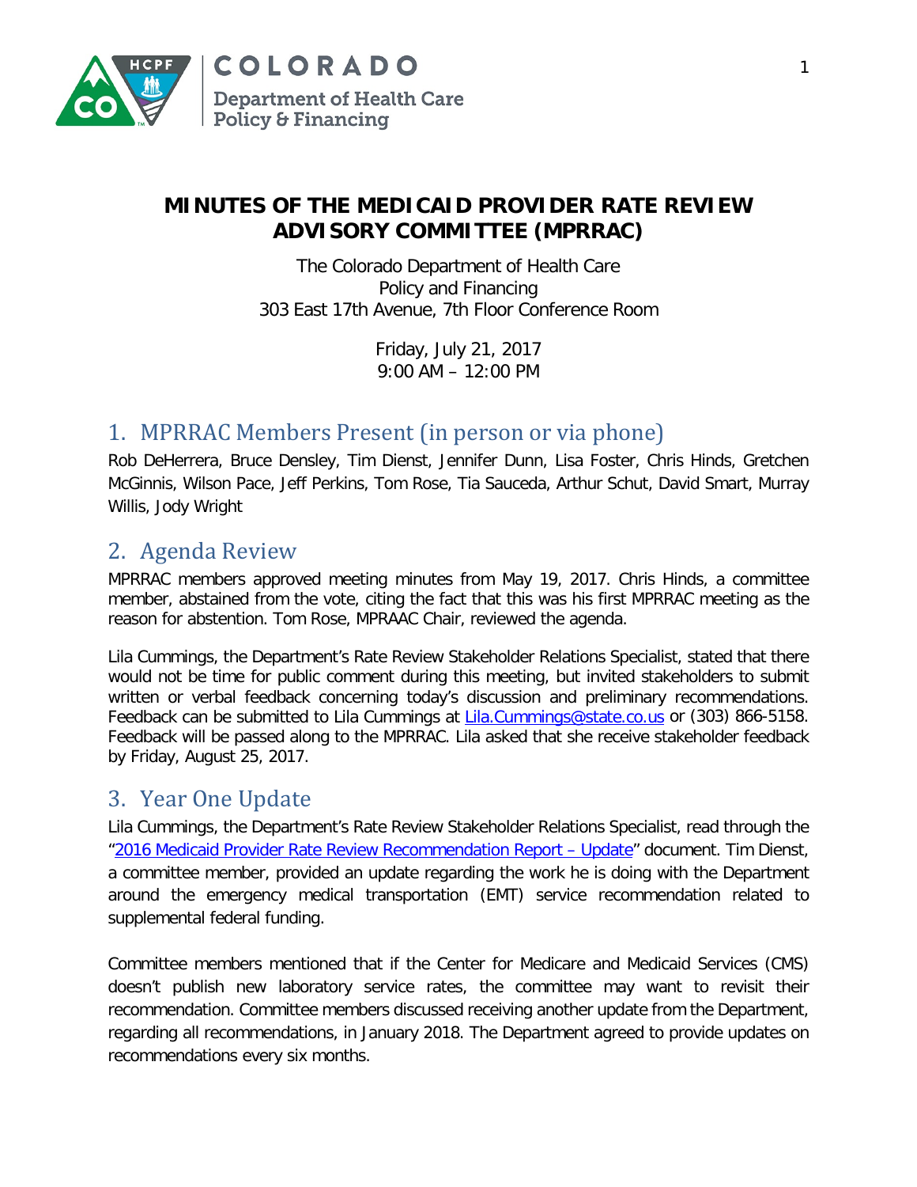# MINUTES OF THE MEDICAID PROVIDER RATE REVIEW ADVISORY COMMITTEE (MPRRAC)

The Colorado Department of Health Care Policy and Financing
303 East 17th Avenue, 7th Floor Conference Room

Friday, July 21, 2017
9:00 AM – 12:00 PM

## 1. MPRRAC Members Present (in person or via phone)

Rob DeHerrera, Bruce Densley, Tim Dienst, Jennifer Dunn, Lisa Foster, Chris Hinds, Gretchen McGinnis, Wilson Pace, Jeff Perkins, Tom Rose, Tia Sauceda, Arthur Schut, David Smart, Murray Willis, Jody Wright

## 2. Agenda Review

MPRRAC members approved meeting minutes from May 19, 2017. Chris Hinds, a committee member, abstained from the vote, citing the fact that this was his first MPRRAC meeting as the reason for abstention. Tom Rose, MPRAAC Chair, reviewed the agenda.

Lila Cummings, the Department's Rate Review Stakeholder Relations Specialist, stated that there would not be time for public comment during this meeting, but invited stakeholders to submit written or verbal feedback concerning today's discussion and preliminary recommendations. Feedback can be submitted to Lila Cummings at Lila.Cummings@state.co.us or (303) 866-5158. Feedback will be passed along to the MPRRAC. Lila asked that she receive stakeholder feedback by Friday, August 25, 2017.

## 3. Year One Update

Lila Cummings, the Department's Rate Review Stakeholder Relations Specialist, read through the "2016 Medicaid Provider Rate Review Recommendation Report – Update" document. Tim Dienst, a committee member, provided an update regarding the work he is doing with the Department around the emergency medical transportation (EMT) service recommendation related to supplemental federal funding.

Committee members mentioned that if the Center for Medicare and Medicaid Services (CMS) doesn't publish new laboratory service rates, the committee may want to revisit their recommendation. Committee members discussed receiving another update from the Department, regarding all recommendations, in January 2018. The Department agreed to provide updates on recommendations every six months.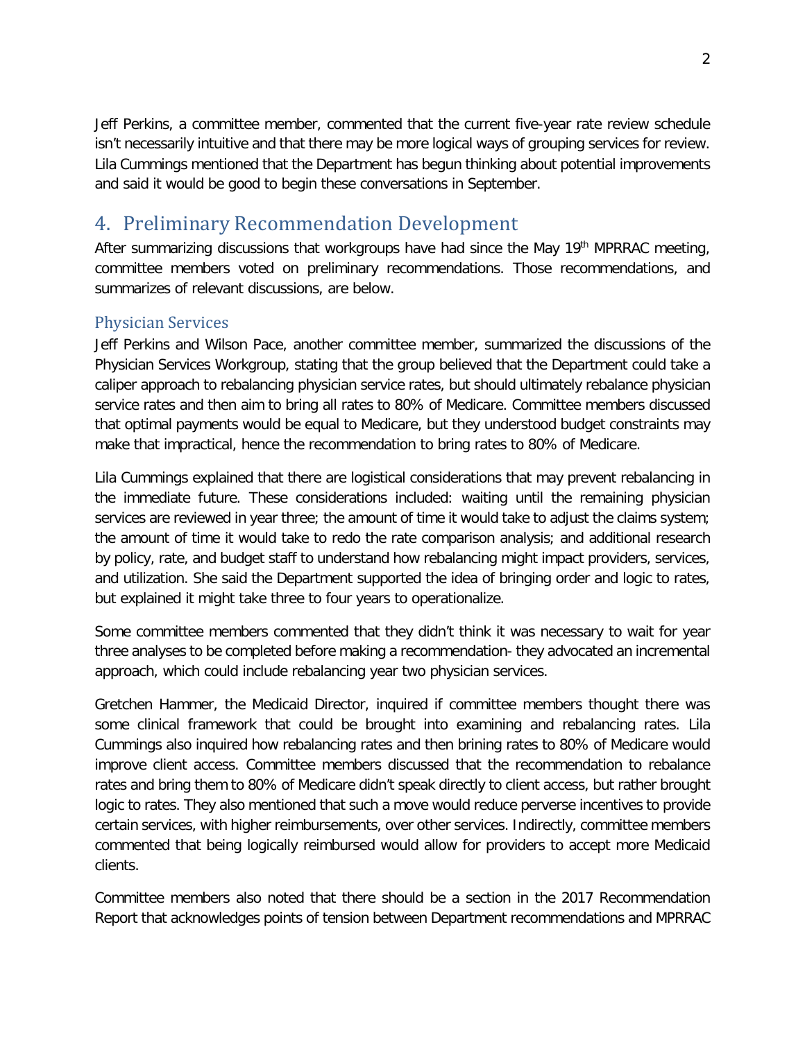Jeff Perkins, a committee member, commented that the current five-year rate review schedule isn't necessarily intuitive and that there may be more logical ways of grouping services for review. Lila Cummings mentioned that the Department has begun thinking about potential improvements and said it would be good to begin these conversations in September.

## 4. Preliminary Recommendation Development

After summarizing discussions that workgroups have had since the May 19th MPRRAC meeting, committee members voted on preliminary recommendations. Those recommendations, and summarizes of relevant discussions, are below.

### Physician Services

Jeff Perkins and Wilson Pace, another committee member, summarized the discussions of the Physician Services Workgroup, stating that the group believed that the Department could take a caliper approach to rebalancing physician service rates, but should ultimately rebalance physician service rates and then aim to bring all rates to 80% of Medicare. Committee members discussed that optimal payments would be equal to Medicare, but they understood budget constraints may make that impractical, hence the recommendation to bring rates to 80% of Medicare.

Lila Cummings explained that there are logistical considerations that may prevent rebalancing in the immediate future. These considerations included: waiting until the remaining physician services are reviewed in year three; the amount of time it would take to adjust the claims system; the amount of time it would take to redo the rate comparison analysis; and additional research by policy, rate, and budget staff to understand how rebalancing might impact providers, services, and utilization. She said the Department supported the idea of bringing order and logic to rates, but explained it might take three to four years to operationalize.

Some committee members commented that they didn't think it was necessary to wait for year three analyses to be completed before making a recommendation- they advocated an incremental approach, which could include rebalancing year two physician services.

Gretchen Hammer, the Medicaid Director, inquired if committee members thought there was some clinical framework that could be brought into examining and rebalancing rates. Lila Cummings also inquired how rebalancing rates and then brining rates to 80% of Medicare would improve client access. Committee members discussed that the recommendation to rebalance rates and bring them to 80% of Medicare didn't speak directly to client access, but rather brought logic to rates. They also mentioned that such a move would reduce perverse incentives to provide certain services, with higher reimbursements, over other services. Indirectly, committee members commented that being logically reimbursed would allow for providers to accept more Medicaid clients.

Committee members also noted that there should be a section in the 2017 Recommendation Report that acknowledges points of tension between Department recommendations and MPRRAC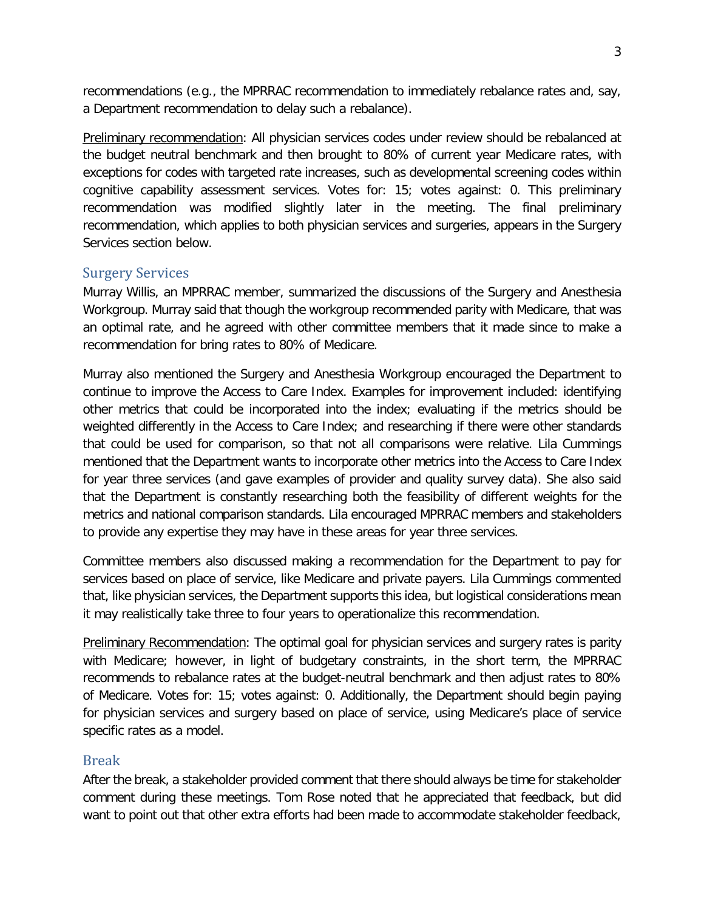recommendations (e.g., the MPRRAC recommendation to immediately rebalance rates and, say, a Department recommendation to delay such a rebalance).

Preliminary recommendation: All physician services codes under review should be rebalanced at the budget neutral benchmark and then brought to 80% of current year Medicare rates, with exceptions for codes with targeted rate increases, such as developmental screening codes within cognitive capability assessment services. Votes for: 15; votes against: 0. This preliminary recommendation was modified slightly later in the meeting. The final preliminary recommendation, which applies to both physician services and surgeries, appears in the Surgery Services section below.

## Surgery Services

Murray Willis, an MPRRAC member, summarized the discussions of the Surgery and Anesthesia Workgroup. Murray said that though the workgroup recommended parity with Medicare, that was an optimal rate, and he agreed with other committee members that it made since to make a recommendation for bring rates to 80% of Medicare.

Murray also mentioned the Surgery and Anesthesia Workgroup encouraged the Department to continue to improve the Access to Care Index. Examples for improvement included: identifying other metrics that could be incorporated into the index; evaluating if the metrics should be weighted differently in the Access to Care Index; and researching if there were other standards that could be used for comparison, so that not all comparisons were relative. Lila Cummings mentioned that the Department wants to incorporate other metrics into the Access to Care Index for year three services (and gave examples of provider and quality survey data). She also said that the Department is constantly researching both the feasibility of different weights for the metrics and national comparison standards. Lila encouraged MPRRAC members and stakeholders to provide any expertise they may have in these areas for year three services.

Committee members also discussed making a recommendation for the Department to pay for services based on place of service, like Medicare and private payers. Lila Cummings commented that, like physician services, the Department supports this idea, but logistical considerations mean it may realistically take three to four years to operationalize this recommendation.

Preliminary Recommendation: The optimal goal for physician services and surgery rates is parity with Medicare; however, in light of budgetary constraints, in the short term, the MPRRAC recommends to rebalance rates at the budget-neutral benchmark and then adjust rates to 80% of Medicare. Votes for: 15; votes against: 0. Additionally, the Department should begin paying for physician services and surgery based on place of service, using Medicare's place of service specific rates as a model.

## Break

After the break, a stakeholder provided comment that there should always be time for stakeholder comment during these meetings. Tom Rose noted that he appreciated that feedback, but did want to point out that other extra efforts had been made to accommodate stakeholder feedback,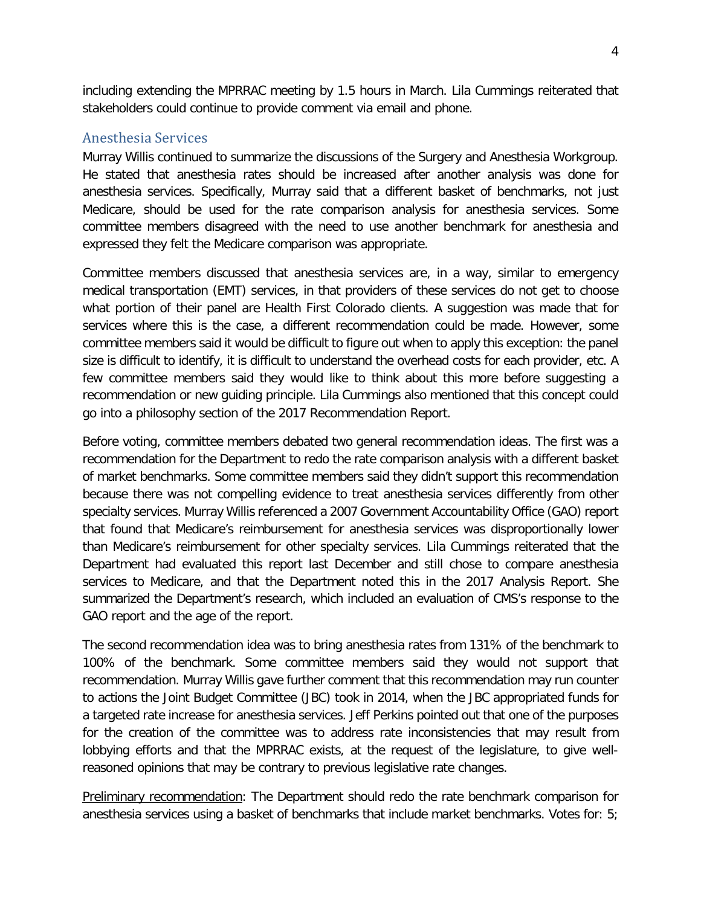including extending the MPRRAC meeting by 1.5 hours in March. Lila Cummings reiterated that stakeholders could continue to provide comment via email and phone.

## Anesthesia Services

Murray Willis continued to summarize the discussions of the Surgery and Anesthesia Workgroup. He stated that anesthesia rates should be increased after another analysis was done for anesthesia services. Specifically, Murray said that a different basket of benchmarks, not just Medicare, should be used for the rate comparison analysis for anesthesia services. Some committee members disagreed with the need to use another benchmark for anesthesia and expressed they felt the Medicare comparison was appropriate.

Committee members discussed that anesthesia services are, in a way, similar to emergency medical transportation (EMT) services, in that providers of these services do not get to choose what portion of their panel are Health First Colorado clients. A suggestion was made that for services where this is the case, a different recommendation could be made. However, some committee members said it would be difficult to figure out when to apply this exception: the panel size is difficult to identify, it is difficult to understand the overhead costs for each provider, etc. A few committee members said they would like to think about this more before suggesting a recommendation or new guiding principle. Lila Cummings also mentioned that this concept could go into a philosophy section of the 2017 Recommendation Report.

Before voting, committee members debated two general recommendation ideas. The first was a recommendation for the Department to redo the rate comparison analysis with a different basket of market benchmarks. Some committee members said they didn't support this recommendation because there was not compelling evidence to treat anesthesia services differently from other specialty services. Murray Willis referenced a 2007 Government Accountability Office (GAO) report that found that Medicare's reimbursement for anesthesia services was disproportionally lower than Medicare's reimbursement for other specialty services. Lila Cummings reiterated that the Department had evaluated this report last December and still chose to compare anesthesia services to Medicare, and that the Department noted this in the 2017 Analysis Report. She summarized the Department's research, which included an evaluation of CMS's response to the GAO report and the age of the report.

The second recommendation idea was to bring anesthesia rates from 131% of the benchmark to 100% of the benchmark. Some committee members said they would not support that recommendation. Murray Willis gave further comment that this recommendation may run counter to actions the Joint Budget Committee (JBC) took in 2014, when the JBC appropriated funds for a targeted rate increase for anesthesia services. Jeff Perkins pointed out that one of the purposes for the creation of the committee was to address rate inconsistencies that may result from lobbying efforts and that the MPRRAC exists, at the request of the legislature, to give well-reasoned opinions that may be contrary to previous legislative rate changes.

<u>Preliminary recommendation</u>: The Department should redo the rate benchmark comparison for anesthesia services using a basket of benchmarks that include market benchmarks. Votes for: 5;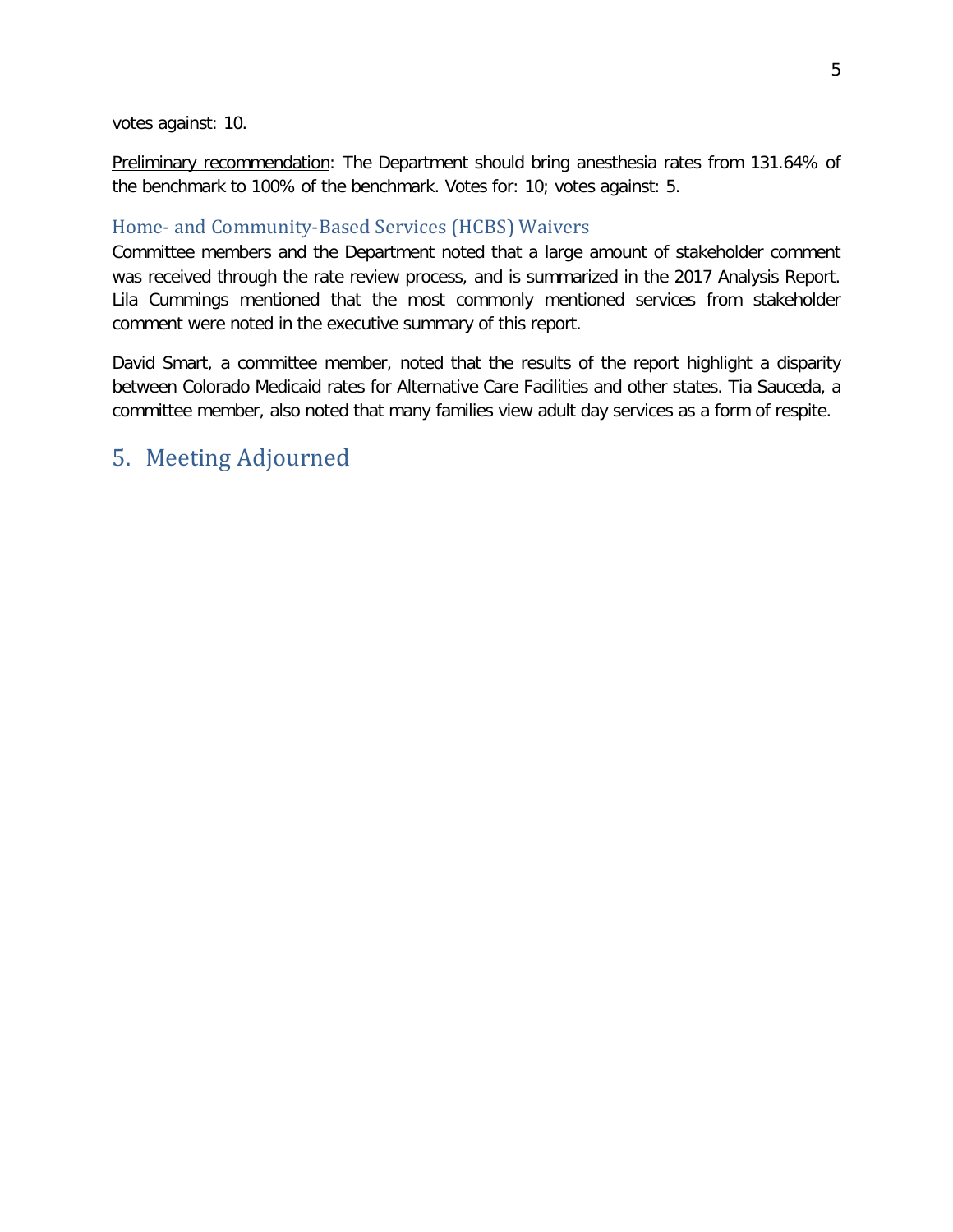votes against: 10.

Preliminary recommendation: The Department should bring anesthesia rates from 131.64% of the benchmark to 100% of the benchmark. Votes for: 10; votes against: 5.

### Home- and Community-Based Services (HCBS) Waivers

Committee members and the Department noted that a large amount of stakeholder comment was received through the rate review process, and is summarized in the 2017 Analysis Report. Lila Cummings mentioned that the most commonly mentioned services from stakeholder comment were noted in the executive summary of this report.

David Smart, a committee member, noted that the results of the report highlight a disparity between Colorado Medicaid rates for Alternative Care Facilities and other states. Tia Sauceda, a committee member, also noted that many families view adult day services as a form of respite.

## 5. Meeting Adjourned